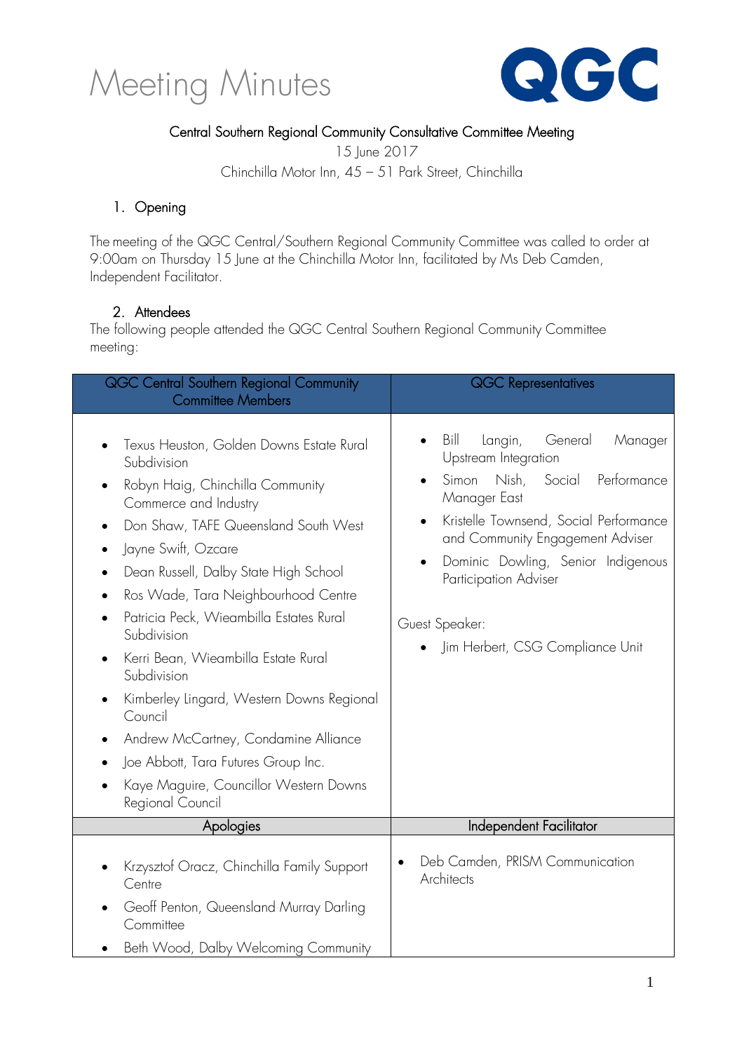# Meeting Minutes

QGC

Central Southern Regional Community Consultative Committee Meeting

15 June 2017

Chinchilla Motor Inn, 45 – 51 Park Street, Chinchilla

## 1. Opening

The meeting of the QGC Central/Southern Regional Community Committee was called to order at 9:00am on Thursday 15 June at the Chinchilla Motor Inn, facilitated by Ms Deb Camden, Independent Facilitator.

## 2. Attendees

The following people attended the QGC Central Southern Regional Community Committee meeting:

| QGC Central Southern Regional Community Committee Members | QGC Representatives |
|---|---|
| • Texus Heuston, Golden Downs Estate Rural Subdivision<br>• Robyn Haig, Chinchilla Community Commerce and Industry<br>• Don Shaw, TAFE Queensland South West<br>• Jayne Swift, Ozcare<br>• Dean Russell, Dalby State High School<br>• Ros Wade, Tara Neighbourhood Centre<br>• Patricia Peck, Wieambilla Estates Rural Subdivision<br>• Kerri Bean, Wieambilla Estate Rural Subdivision<br>• Kimberley Lingard, Western Downs Regional Council<br>• Andrew McCartney, Condamine Alliance<br>• Joe Abbott, Tara Futures Group Inc.<br>• Kaye Maguire, Councillor Western Downs Regional Council | • Bill Langin, General Manager Upstream Integration<br>• Simon Nish, Social Performance Manager East<br>• Kristelle Townsend, Social Performance and Community Engagement Adviser<br>• Dominic Dowling, Senior Indigenous Participation Adviser<br><br>Guest Speaker:<br>• Jim Herbert, CSG Compliance Unit |
| **Apologies** | **Independent Facilitator** |
| • Krzysztof Oracz, Chinchilla Family Support Centre<br>• Geoff Penton, Queensland Murray Darling Committee<br>• Beth Wood, Dalby Welcoming Community | • Deb Camden, PRISM Communication Architects |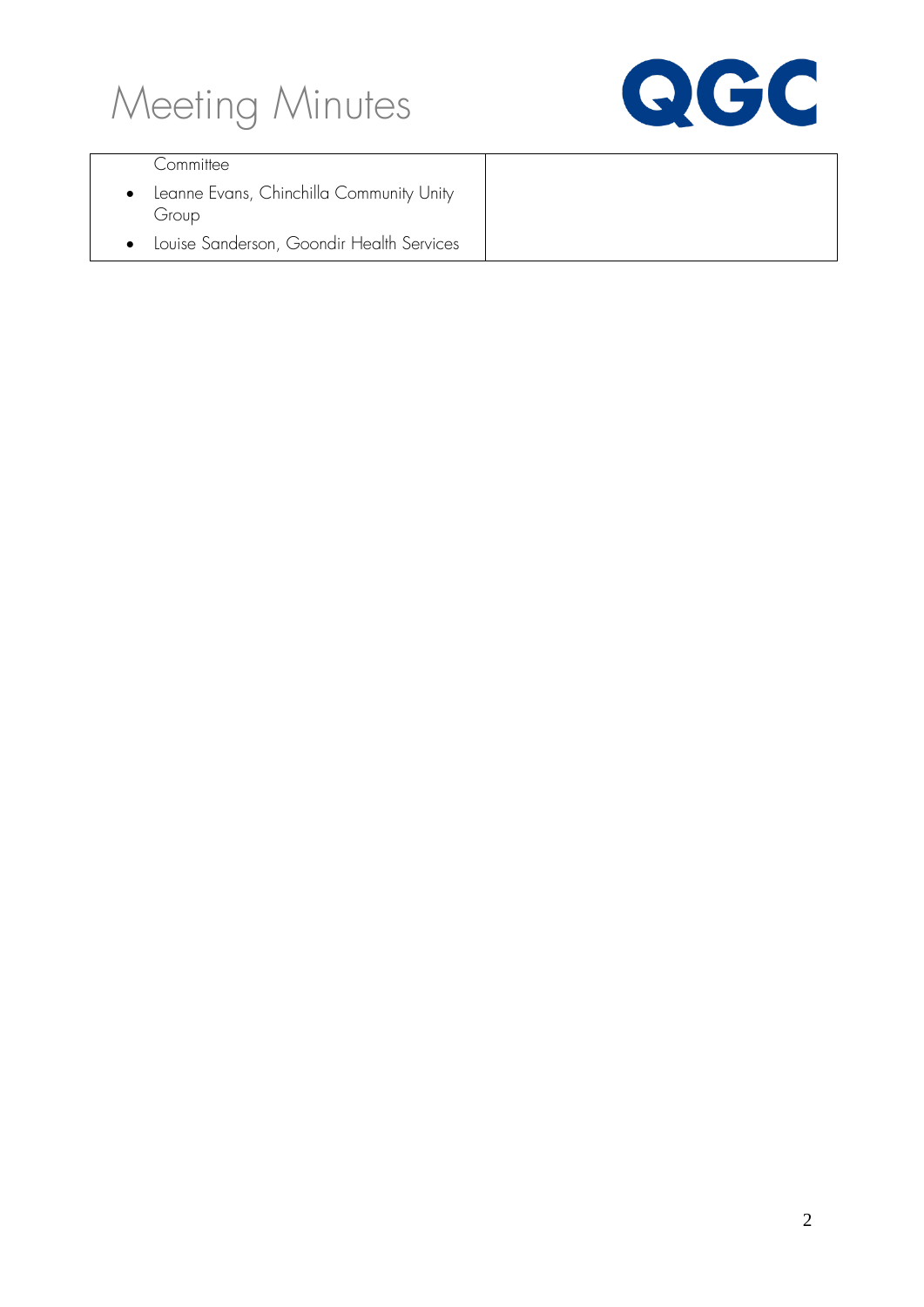| | |
|---|---|
| Committee<br>• Leanne Evans, Chinchilla Community Unity Group<br>• Louise Sanderson, Goondir Health Services | |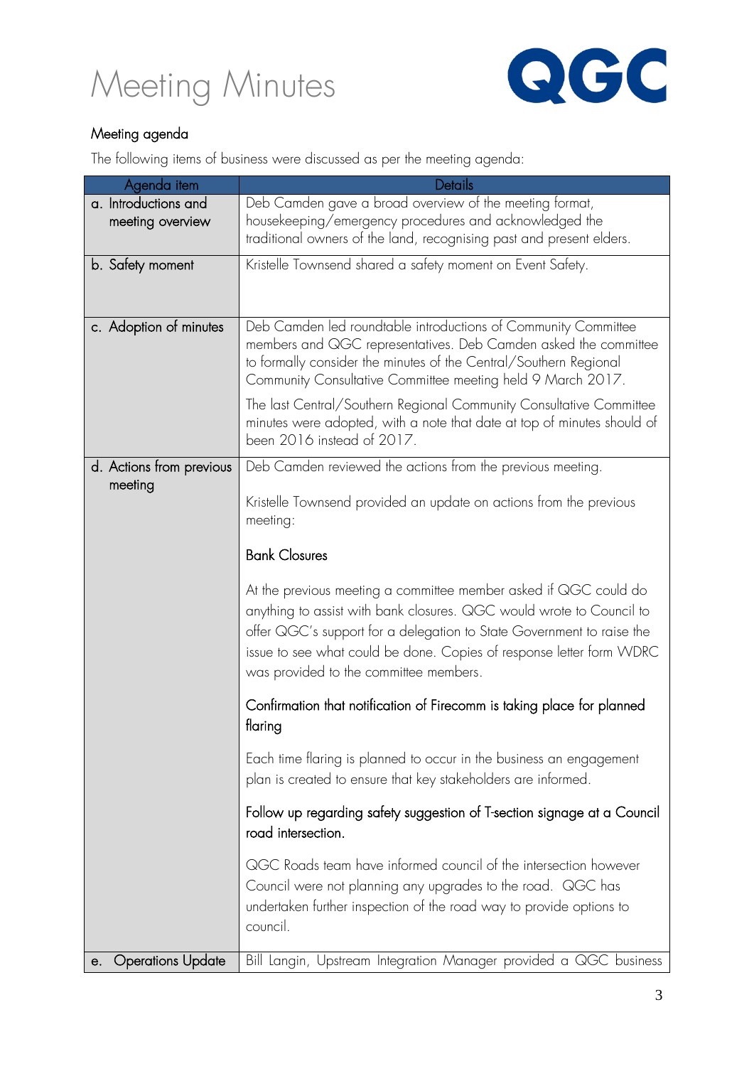# Meeting Minutes

QGC

## Meeting agenda

The following items of business were discussed as per the meeting agenda:

| Agenda item | Details |
|---|---|
| a. Introductions and meeting overview | Deb Camden gave a broad overview of the meeting format, housekeeping/emergency procedures and acknowledged the traditional owners of the land, recognising past and present elders. |
| b. Safety moment | Kristelle Townsend shared a safety moment on Event Safety. |
| c. Adoption of minutes | Deb Camden led roundtable introductions of Community Committee members and QGC representatives. Deb Camden asked the committee to formally consider the minutes of the Central/Southern Regional Community Consultative Committee meeting held 9 March 2017.<br><br>The last Central/Southern Regional Community Consultative Committee minutes were adopted, with a note that date at top of minutes should of been 2016 instead of 2017. |
| d. Actions from previous meeting | Deb Camden reviewed the actions from the previous meeting.<br><br>Kristelle Townsend provided an update on actions from the previous meeting:<br><br>**Bank Closures**<br><br>At the previous meeting a committee member asked if QGC could do anything to assist with bank closures. QGC would wrote to Council to offer QGC's support for a delegation to State Government to raise the issue to see what could be done. Copies of response letter form WDRC was provided to the committee members.<br><br>**Confirmation that notification of Firecomm is taking place for planned flaring**<br><br>Each time flaring is planned to occur in the business an engagement plan is created to ensure that key stakeholders are informed.<br><br>**Follow up regarding safety suggestion of T-section signage at a Council road intersection.**<br><br>QGC Roads team have informed council of the intersection however Council were not planning any upgrades to the road. QGC has undertaken further inspection of the road way to provide options to council. |
| e. Operations Update | Bill Langin, Upstream Integration Manager provided a QGC business |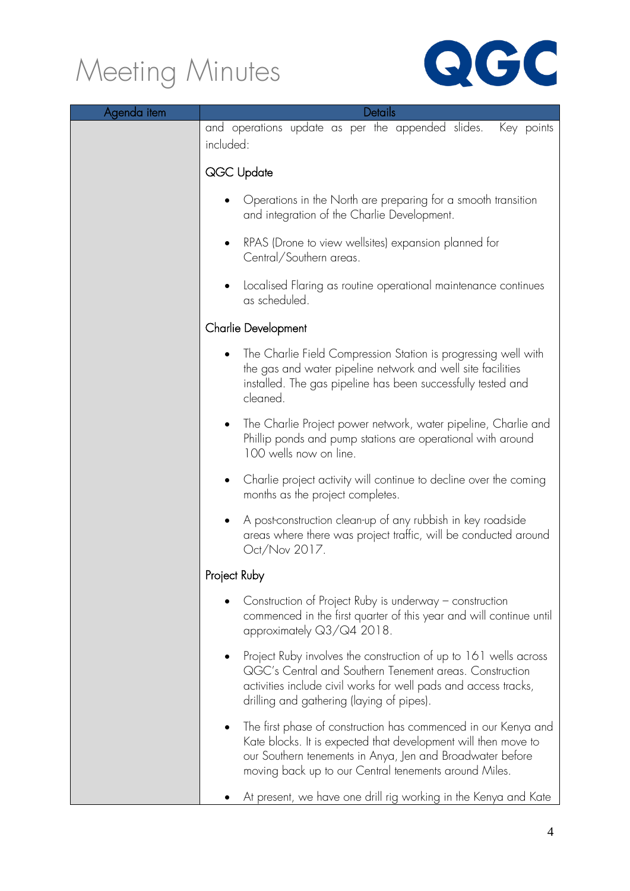# Meeting Minutes

| Agenda item | Details |
|---|---|
| | and operations update as per the appended slides. Key points included:<br><br>QGC Update<br><br>• Operations in the North are preparing for a smooth transition and integration of the Charlie Development.<br>• RPAS (Drone to view wellsites) expansion planned for Central/Southern areas.<br>• Localised Flaring as routine operational maintenance continues as scheduled.<br><br>Charlie Development<br><br>• The Charlie Field Compression Station is progressing well with the gas and water pipeline network and well site facilities installed. The gas pipeline has been successfully tested and cleaned.<br>• The Charlie Project power network, water pipeline, Charlie and Phillip ponds and pump stations are operational with around 100 wells now on line.<br>• Charlie project activity will continue to decline over the coming months as the project completes.<br>• A post-construction clean-up of any rubbish in key roadside areas where there was project traffic, will be conducted around Oct/Nov 2017.<br><br>Project Ruby<br><br>• Construction of Project Ruby is underway – construction commenced in the first quarter of this year and will continue until approximately Q3/Q4 2018.<br>• Project Ruby involves the construction of up to 161 wells across QGC's Central and Southern Tenement areas. Construction activities include civil works for well pads and access tracks, drilling and gathering (laying of pipes).<br>• The first phase of construction has commenced in our Kenya and Kate blocks. It is expected that development will then move to our Southern tenements in Anya, Jen and Broadwater before moving back up to our Central tenements around Miles.<br>• At present, we have one drill rig working in the Kenya and Kate |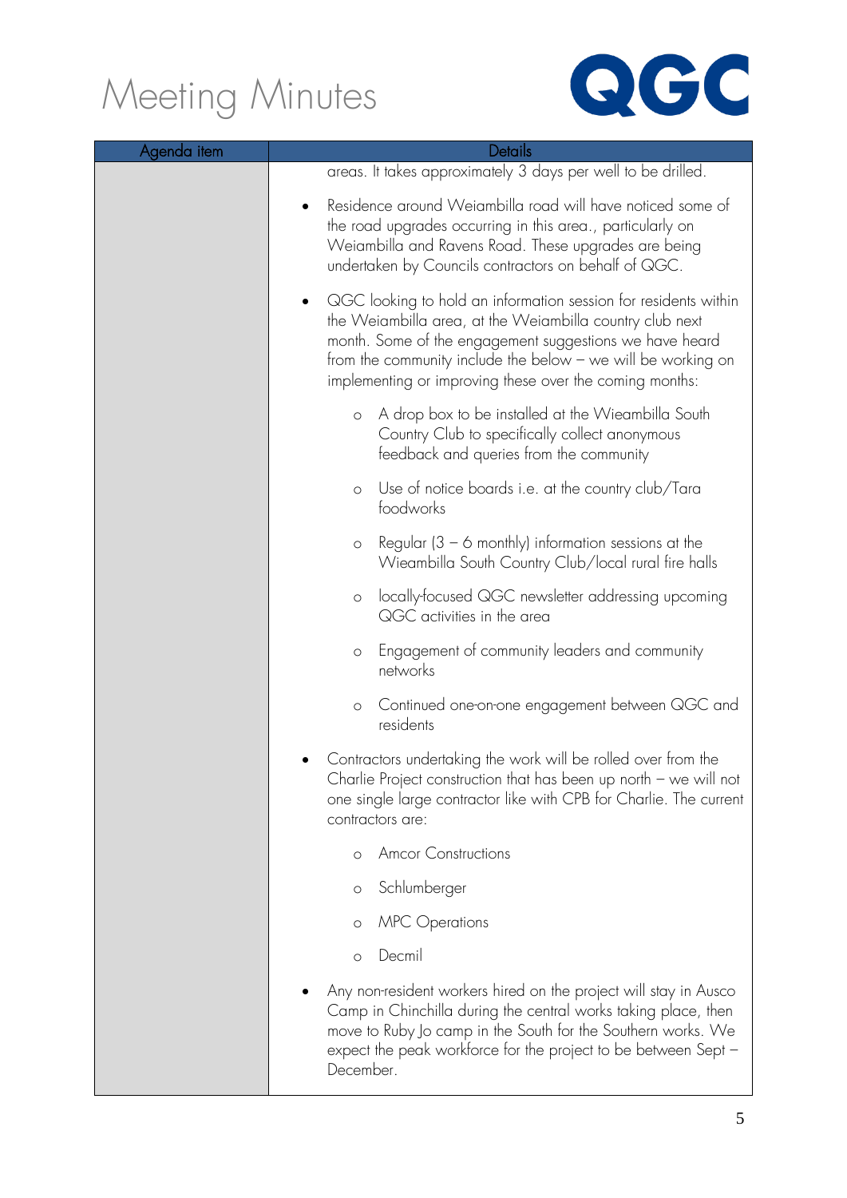# Meeting Minutes

| Agenda item | Details |
|---|---|
| | areas. It takes approximately 3 days per well to be drilled.<br><br>• Residence around Weiambilla road will have noticed some of the road upgrades occurring in this area., particularly on Weiambilla and Ravens Road. These upgrades are being undertaken by Councils contractors on behalf of QGC.<br><br>• QGC looking to hold an information session for residents within the Weiambilla area, at the Weiambilla country club next month. Some of the engagement suggestions we have heard from the community include the below – we will be working on implementing or improving these over the coming months:<br>  ◦ A drop box to be installed at the Wieambilla South Country Club to specifically collect anonymous feedback and queries from the community<br>  ◦ Use of notice boards i.e. at the country club/Tara foodworks<br>  ◦ Regular (3 – 6 monthly) information sessions at the Wieambilla South Country Club/local rural fire halls<br>  ◦ locally-focused QGC newsletter addressing upcoming QGC activities in the area<br>  ◦ Engagement of community leaders and community networks<br>  ◦ Continued one-on-one engagement between QGC and residents<br><br>• Contractors undertaking the work will be rolled over from the Charlie Project construction that has been up north – we will not one single large contractor like with CPB for Charlie. The current contractors are:<br>  ◦ Amcor Constructions<br>  ◦ Schlumberger<br>  ◦ MPC Operations<br>  ◦ Decmil<br><br>• Any non-resident workers hired on the project will stay in Ausco Camp in Chinchilla during the central works taking place, then move to Ruby Jo camp in the South for the Southern works. We expect the peak workforce for the project to be between Sept – December. |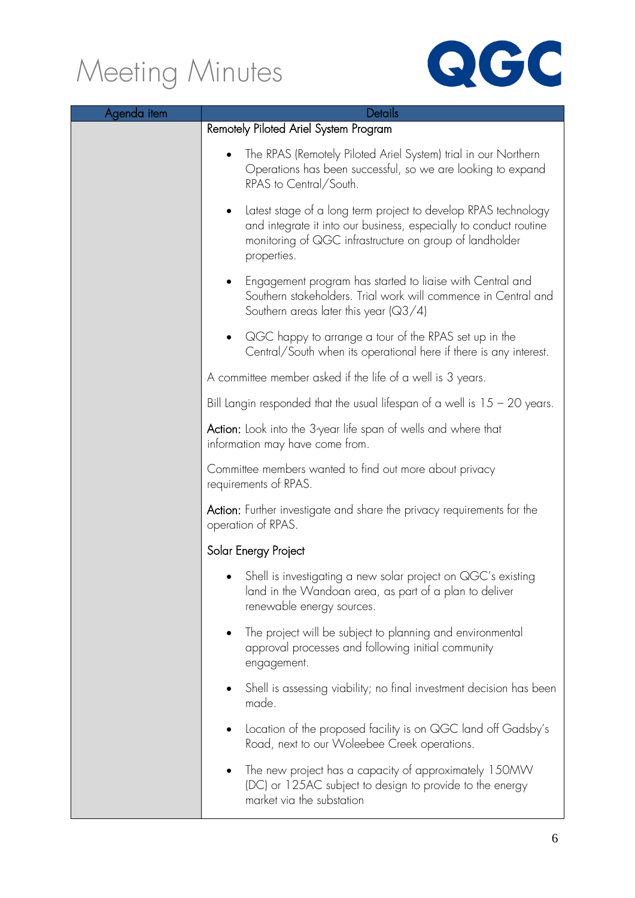# Meeting Minutes

| Agenda item | Details |
| --- | --- |
| | Remotely Piloted Ariel System Program<br><br>• The RPAS (Remotely Piloted Ariel System) trial in our Northern Operations has been successful, so we are looking to expand RPAS to Central/South.<br><br>• Latest stage of a long term project to develop RPAS technology and integrate it into our business, especially to conduct routine monitoring of QGC infrastructure on group of landholder properties.<br><br>• Engagement program has started to liaise with Central and Southern stakeholders. Trial work will commence in Central and Southern areas later this year (Q3/4)<br><br>• QGC happy to arrange a tour of the RPAS set up in the Central/South when its operational here if there is any interest.<br><br>A committee member asked if the life of a well is 3 years.<br><br>Bill Langin responded that the usual lifespan of a well is 15 – 20 years.<br><br>**Action:** Look into the 3-year life span of wells and where that information may have come from.<br><br>Committee members wanted to find out more about privacy requirements of RPAS.<br><br>**Action:** Further investigate and share the privacy requirements for the operation of RPAS.<br><br>Solar Energy Project<br><br>• Shell is investigating a new solar project on QGC's existing land in the Wandoan area, as part of a plan to deliver renewable energy sources.<br><br>• The project will be subject to planning and environmental approval processes and following initial community engagement.<br><br>• Shell is assessing viability; no final investment decision has been made.<br><br>• Location of the proposed facility is on QGC land off Gadsby's Road, next to our Woleebee Creek operations.<br><br>• The new project has a capacity of approximately 150MW (DC) or 125AC subject to design to provide to the energy market via the substation |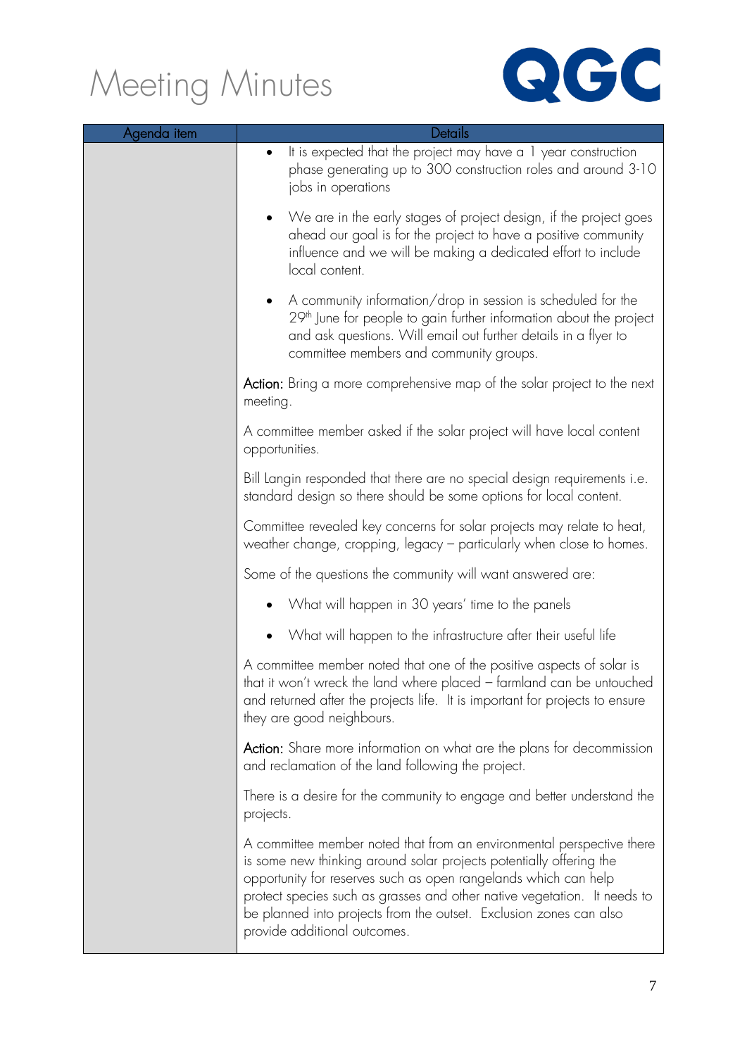# Meeting Minutes

| Agenda item | Details |
|---|---|
| | • It is expected that the project may have a 1 year construction phase generating up to 300 construction roles and around 3-10 jobs in operations<br><br>• We are in the early stages of project design, if the project goes ahead our goal is for the project to have a positive community influence and we will be making a dedicated effort to include local content.<br><br>• A community information/drop in session is scheduled for the 29th June for people to gain further information about the project and ask questions. Will email out further details in a flyer to committee members and community groups.<br><br>**Action:** Bring a more comprehensive map of the solar project to the next meeting.<br><br>A committee member asked if the solar project will have local content opportunities.<br><br>Bill Langin responded that there are no special design requirements i.e. standard design so there should be some options for local content.<br><br>Committee revealed key concerns for solar projects may relate to heat, weather change, cropping, legacy – particularly when close to homes.<br><br>Some of the questions the community will want answered are:<br><br>• What will happen in 30 years' time to the panels<br><br>• What will happen to the infrastructure after their useful life<br><br>A committee member noted that one of the positive aspects of solar is that it won't wreck the land where placed – farmland can be untouched and returned after the projects life. It is important for projects to ensure they are good neighbours.<br><br>**Action:** Share more information on what are the plans for decommission and reclamation of the land following the project.<br><br>There is a desire for the community to engage and better understand the projects.<br><br>A committee member noted that from an environmental perspective there is some new thinking around solar projects potentially offering the opportunity for reserves such as open rangelands which can help protect species such as grasses and other native vegetation. It needs to be planned into projects from the outset. Exclusion zones can also provide additional outcomes. |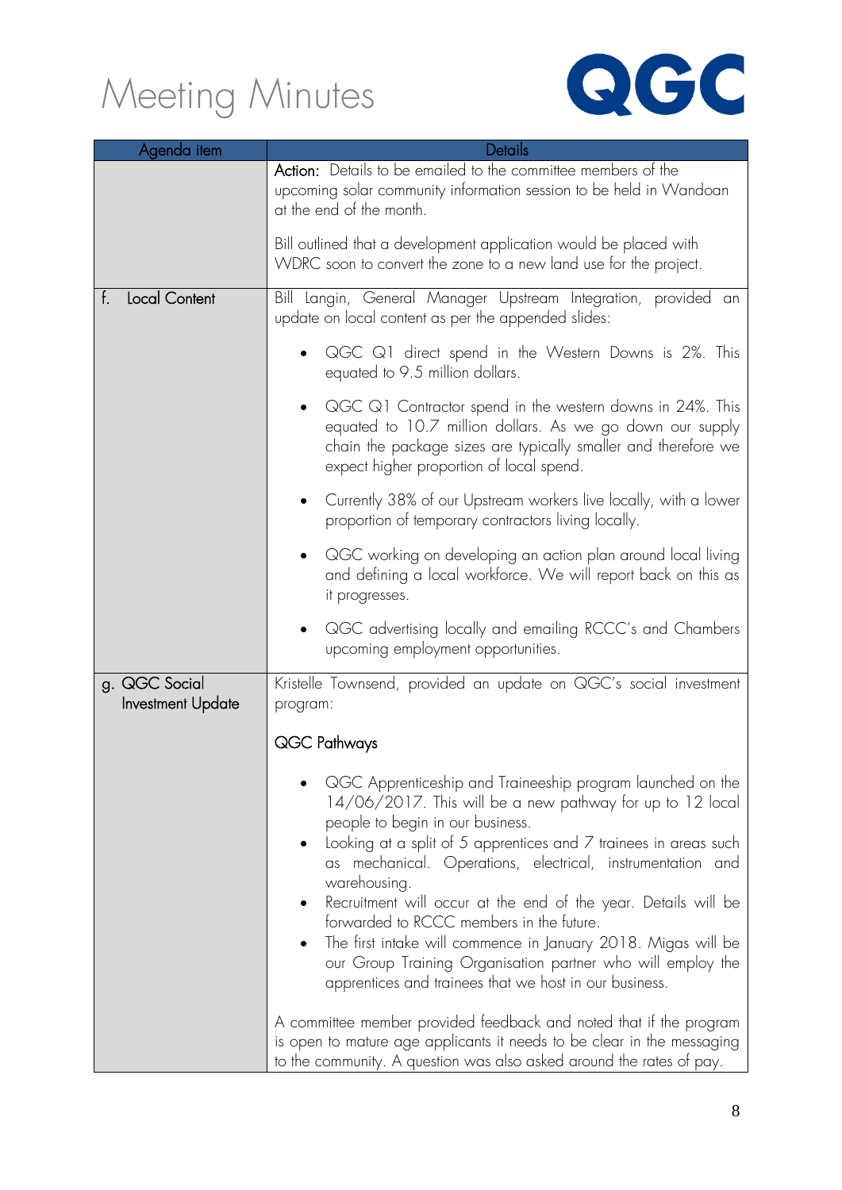# Meeting Minutes

| Agenda item | Details |
| --- | --- |
| | **Action:** Details to be emailed to the committee members of the upcoming solar community information session to be held in Wandoan at the end of the month.<br><br>Bill outlined that a development application would be placed with WDRC soon to convert the zone to a new land use for the project. |
| f. Local Content | Bill Langin, General Manager Upstream Integration, provided an update on local content as per the appended slides:<br><br>• QGC Q1 direct spend in the Western Downs is 2%. This equated to 9.5 million dollars.<br>• QGC Q1 Contractor spend in the western downs in 24%. This equated to 10.7 million dollars. As we go down our supply chain the package sizes are typically smaller and therefore we expect higher proportion of local spend.<br>• Currently 38% of our Upstream workers live locally, with a lower proportion of temporary contractors living locally.<br>• QGC working on developing an action plan around local living and defining a local workforce. We will report back on this as it progresses.<br>• QGC advertising locally and emailing RCCC's and Chambers upcoming employment opportunities. |
| g. QGC Social Investment Update | Kristelle Townsend, provided an update on QGC's social investment program:<br><br>**QGC Pathways**<br><br>• QGC Apprenticeship and Traineeship program launched on the 14/06/2017. This will be a new pathway for up to 12 local people to begin in our business.<br>• Looking at a split of 5 apprentices and 7 trainees in areas such as mechanical. Operations, electrical, instrumentation and warehousing.<br>• Recruitment will occur at the end of the year. Details will be forwarded to RCCC members in the future.<br>• The first intake will commence in January 2018. Migas will be our Group Training Organisation partner who will employ the apprentices and trainees that we host in our business.<br><br>A committee member provided feedback and noted that if the program is open to mature age applicants it needs to be clear in the messaging to the community. A question was also asked around the rates of pay. |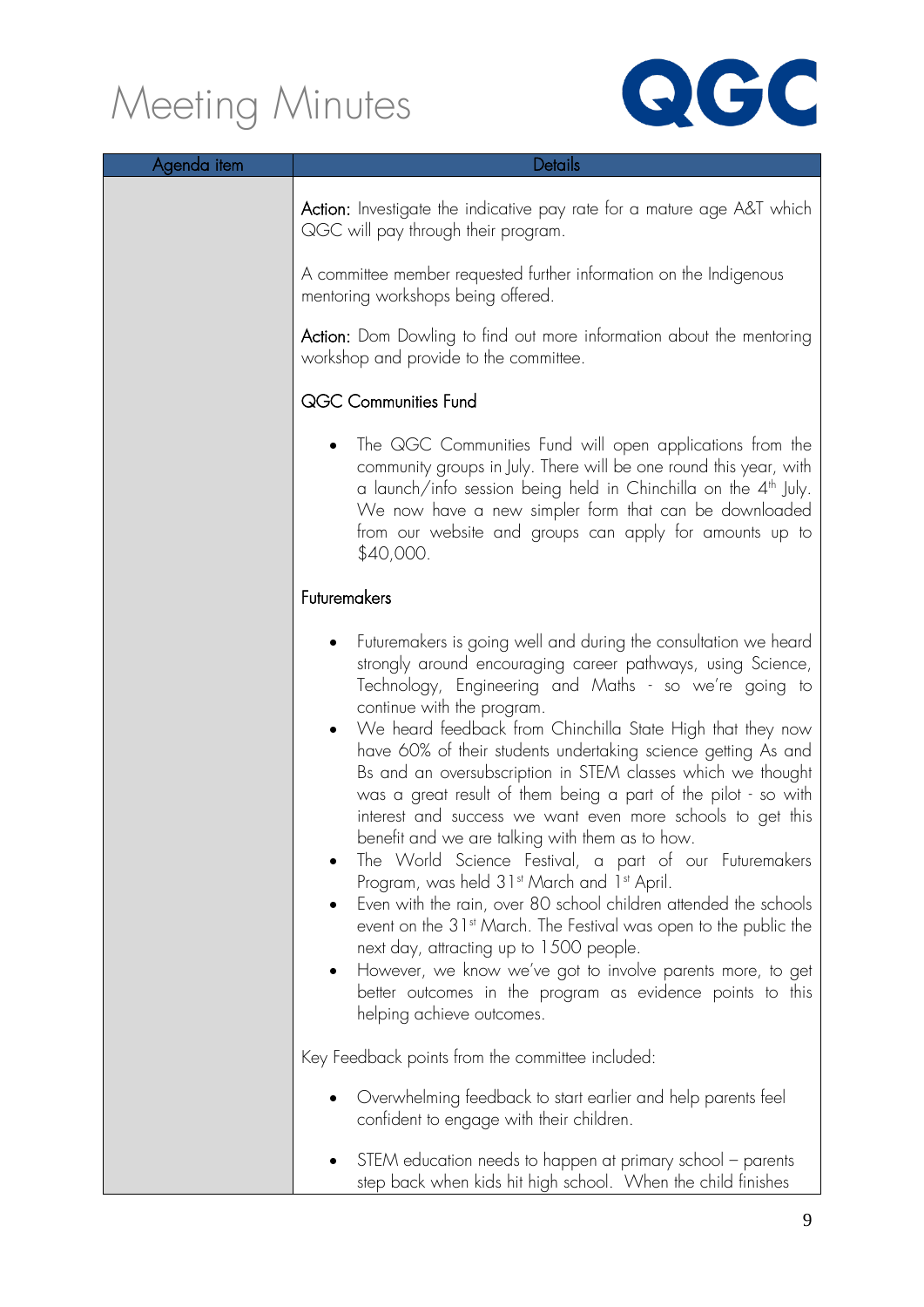# Meeting Minutes

| Agenda item | Details |
|---|---|
| | **Action:** Investigate the indicative pay rate for a mature age A&T which QGC will pay through their program.<br><br>A committee member requested further information on the Indigenous mentoring workshops being offered.<br><br>**Action:** Dom Dowling to find out more information about the mentoring workshop and provide to the committee.<br><br>QGC Communities Fund<br><br>• The QGC Communities Fund will open applications from the community groups in July. There will be one round this year, with a launch/info session being held in Chinchilla on the 4th July. We now have a new simpler form that can be downloaded from our website and groups can apply for amounts up to $40,000.<br><br>Futuremakers<br><br>• Futuremakers is going well and during the consultation we heard strongly around encouraging career pathways, using Science, Technology, Engineering and Maths - so we're going to continue with the program.<br>• We heard feedback from Chinchilla State High that they now have 60% of their students undertaking science getting As and Bs and an oversubscription in STEM classes which we thought was a great result of them being a part of the pilot - so with interest and success we want even more schools to get this benefit and we are talking with them as to how.<br>• The World Science Festival, a part of our Futuremakers Program, was held 31st March and 1st April.<br>• Even with the rain, over 80 school children attended the schools event on the 31st March. The Festival was open to the public the next day, attracting up to 1500 people.<br>• However, we know we've got to involve parents more, to get better outcomes in the program as evidence points to this helping achieve outcomes.<br><br>Key Feedback points from the committee included:<br><br>• Overwhelming feedback to start earlier and help parents feel confident to engage with their children.<br><br>• STEM education needs to happen at primary school – parents step back when kids hit high school. When the child finishes |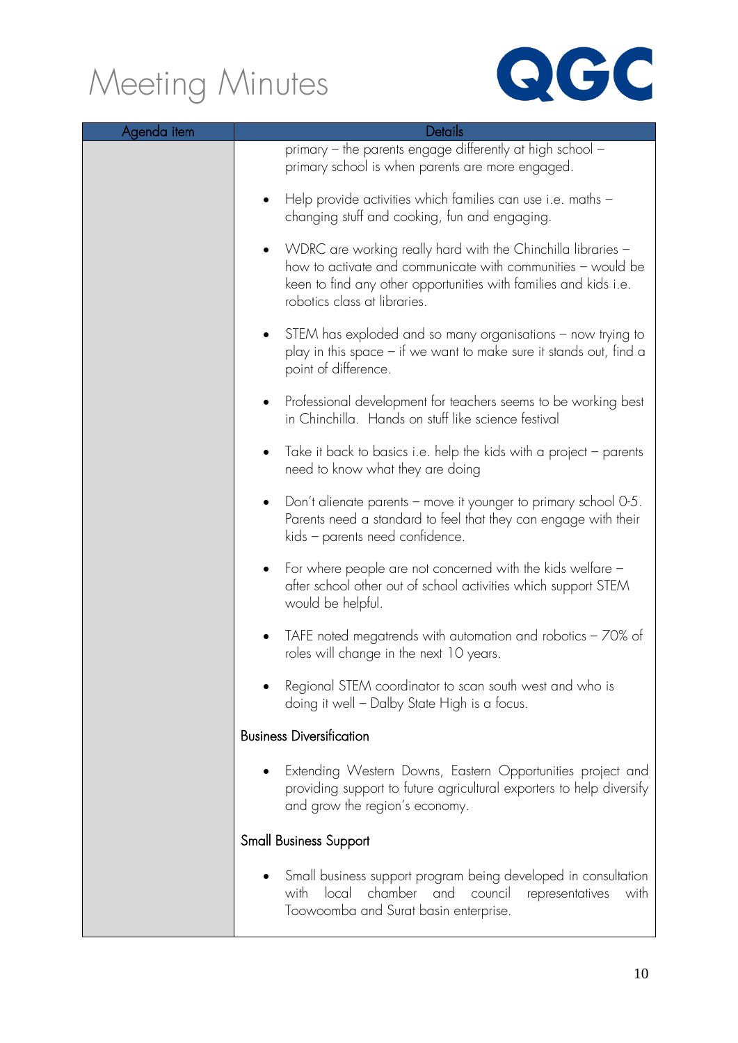# Meeting Minutes

| Agenda item | Details |
|---|---|
| | primary – the parents engage differently at high school – primary school is when parents are more engaged.<br><br>• Help provide activities which families can use i.e. maths – changing stuff and cooking, fun and engaging.<br><br>• WDRC are working really hard with the Chinchilla libraries – how to activate and communicate with communities – would be keen to find any other opportunities with families and kids i.e. robotics class at libraries.<br><br>• STEM has exploded and so many organisations – now trying to play in this space – if we want to make sure it stands out, find a point of difference.<br><br>• Professional development for teachers seems to be working best in Chinchilla. Hands on stuff like science festival<br><br>• Take it back to basics i.e. help the kids with a project – parents need to know what they are doing<br><br>• Don't alienate parents – move it younger to primary school 0-5. Parents need a standard to feel that they can engage with their kids – parents need confidence.<br><br>• For where people are not concerned with the kids welfare – after school other out of school activities which support STEM would be helpful.<br><br>• TAFE noted megatrends with automation and robotics – 70% of roles will change in the next 10 years.<br><br>• Regional STEM coordinator to scan south west and who is doing it well – Dalby State High is a focus.<br><br>Business Diversification<br><br>• Extending Western Downs, Eastern Opportunities project and providing support to future agricultural exporters to help diversify and grow the region's economy.<br><br>Small Business Support<br><br>• Small business support program being developed in consultation with local chamber and council representatives with Toowoomba and Surat basin enterprise. |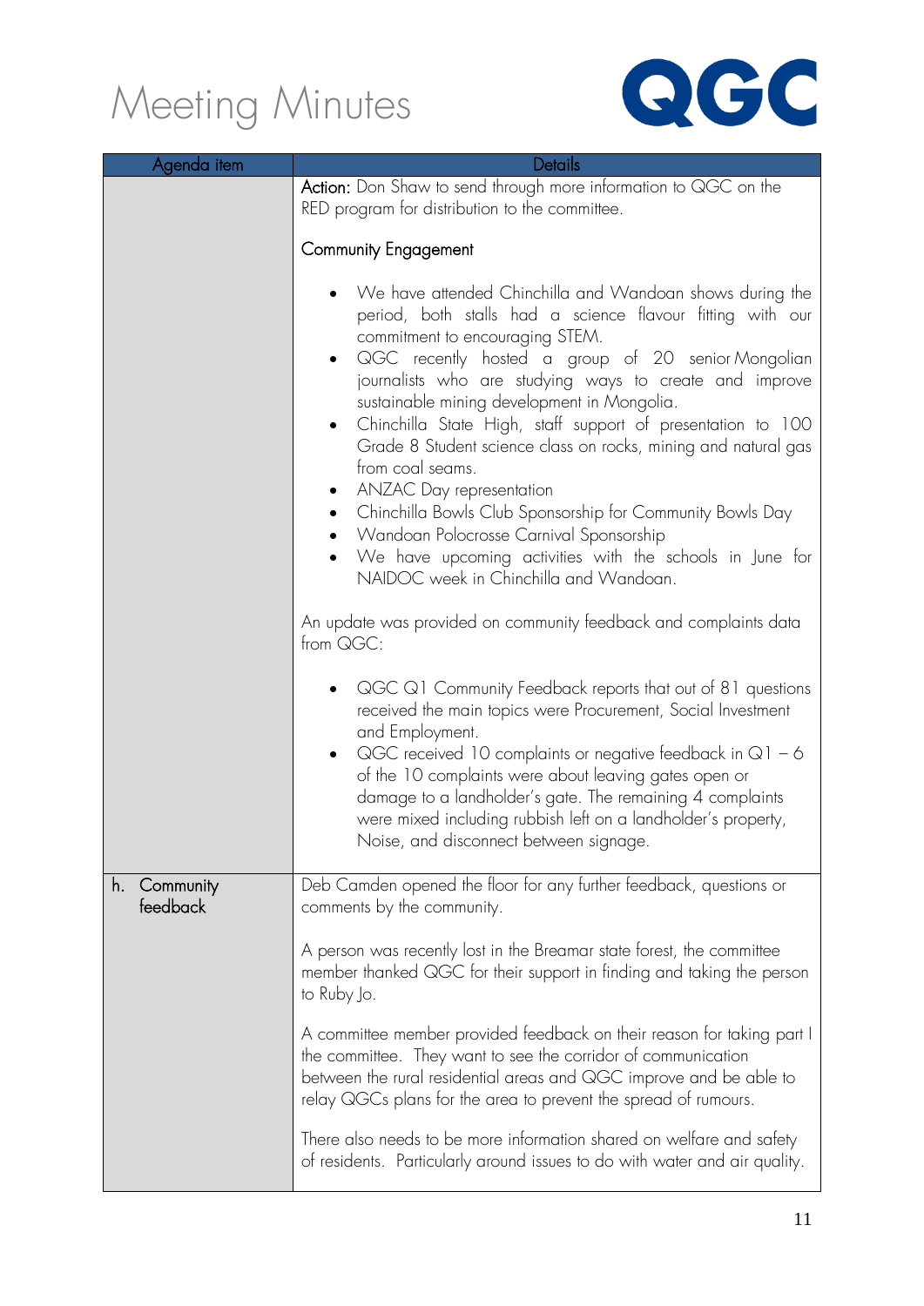# Meeting Minutes

| Agenda item | Details |
|---|---|
| | **Action:** Don Shaw to send through more information to QGC on the RED program for distribution to the committee.<br><br>Community Engagement<br><br>• We have attended Chinchilla and Wandoan shows during the period, both stalls had a science flavour fitting with our commitment to encouraging STEM.<br>• QGC recently hosted a group of 20 senior Mongolian journalists who are studying ways to create and improve sustainable mining development in Mongolia.<br>• Chinchilla State High, staff support of presentation to 100 Grade 8 Student science class on rocks, mining and natural gas from coal seams.<br>• ANZAC Day representation<br>• Chinchilla Bowls Club Sponsorship for Community Bowls Day<br>• Wandoan Polocrosse Carnival Sponsorship<br>• We have upcoming activities with the schools in June for NAIDOC week in Chinchilla and Wandoan.<br><br>An update was provided on community feedback and complaints data from QGC:<br><br>• QGC Q1 Community Feedback reports that out of 81 questions received the main topics were Procurement, Social Investment and Employment.<br>• QGC received 10 complaints or negative feedback in Q1 – 6 of the 10 complaints were about leaving gates open or damage to a landholder's gate. The remaining 4 complaints were mixed including rubbish left on a landholder's property, Noise, and disconnect between signage. |
| h. Community feedback | Deb Camden opened the floor for any further feedback, questions or comments by the community.<br><br>A person was recently lost in the Breamar state forest, the committee member thanked QGC for their support in finding and taking the person to Ruby Jo.<br><br>A committee member provided feedback on their reason for taking part I the committee. They want to see the corridor of communication between the rural residential areas and QGC improve and be able to relay QGCs plans for the area to prevent the spread of rumours.<br><br>There also needs to be more information shared on welfare and safety of residents. Particularly around issues to do with water and air quality. |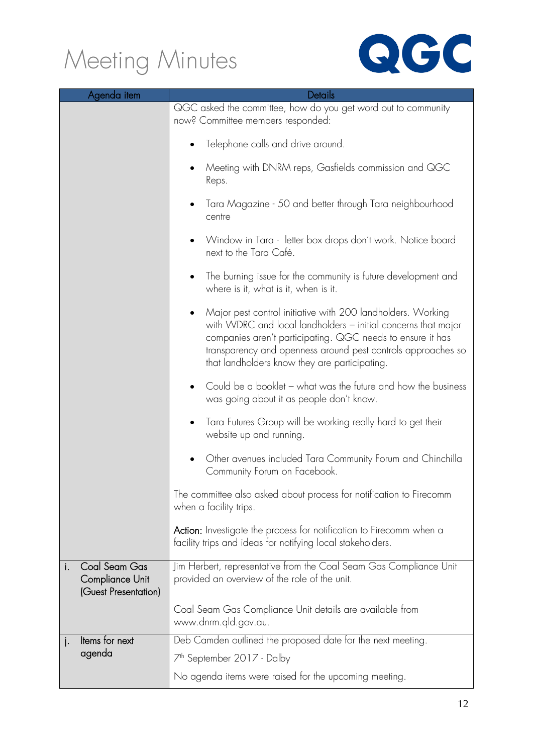# Meeting Minutes

| Agenda item | Details |
| --- | --- |
| | QGC asked the committee, how do you get word out to community now? Committee members responded:<br><br>• Telephone calls and drive around.<br>• Meeting with DNRM reps, Gasfields commission and QGC Reps.<br>• Tara Magazine - 50 and better through Tara neighbourhood centre<br>• Window in Tara - letter box drops don't work. Notice board next to the Tara Café.<br>• The burning issue for the community is future development and where is it, what is it, when is it.<br>• Major pest control initiative with 200 landholders. Working with WDRC and local landholders – initial concerns that major companies aren't participating. QGC needs to ensure it has transparency and openness around pest controls approaches so that landholders know they are participating.<br>• Could be a booklet – what was the future and how the business was going about it as people don't know.<br>• Tara Futures Group will be working really hard to get their website up and running.<br>• Other avenues included Tara Community Forum and Chinchilla Community Forum on Facebook.<br><br>The committee also asked about process for notification to Firecomm when a facility trips.<br><br>**Action:** Investigate the process for notification to Firecomm when a facility trips and ideas for notifying local stakeholders. |
| i. Coal Seam Gas Compliance Unit (Guest Presentation) | Jim Herbert, representative from the Coal Seam Gas Compliance Unit provided an overview of the role of the unit.<br><br>Coal Seam Gas Compliance Unit details are available from www.dnrm.qld.gov.au. |
| j. Items for next agenda | Deb Camden outlined the proposed date for the next meeting.<br>7th September 2017 - Dalby<br>No agenda items were raised for the upcoming meeting. |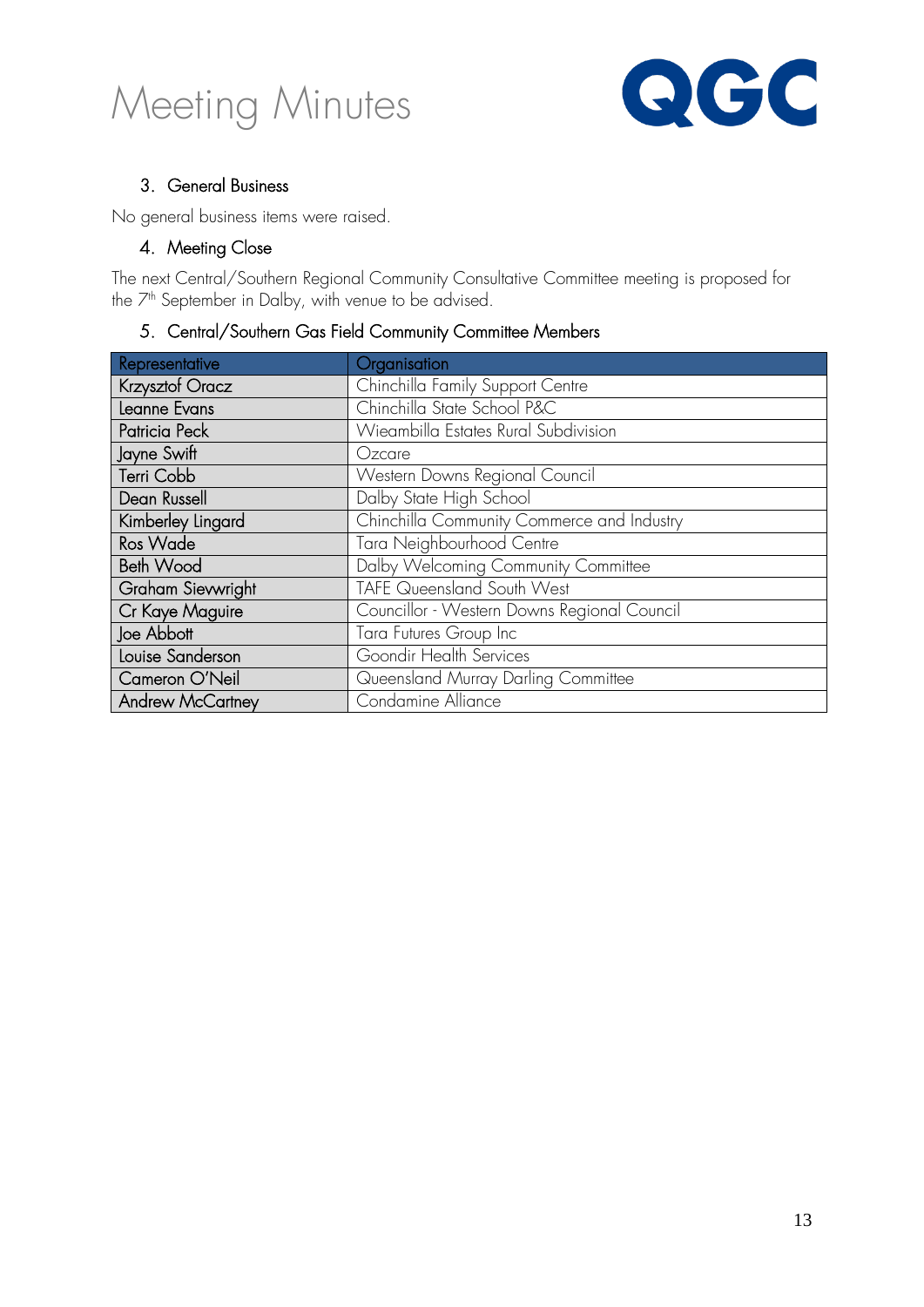### 3. General Business

No general business items were raised.

### 4. Meeting Close

The next Central/Southern Regional Community Consultative Committee meeting is proposed for the 7th September in Dalby, with venue to be advised.

### 5. Central/Southern Gas Field Community Committee Members

| Representative | Organisation |
|---|---|
| Krzysztof Oracz | Chinchilla Family Support Centre |
| Leanne Evans | Chinchilla State School P&C |
| Patricia Peck | Wieambilla Estates Rural Subdivision |
| Jayne Swift | Ozcare |
| Terri Cobb | Western Downs Regional Council |
| Dean Russell | Dalby State High School |
| Kimberley Lingard | Chinchilla Community Commerce and Industry |
| Ros Wade | Tara Neighbourhood Centre |
| Beth Wood | Dalby Welcoming Community Committee |
| Graham Sievwright | TAFE Queensland South West |
| Cr Kaye Maguire | Councillor - Western Downs Regional Council |
| Joe Abbott | Tara Futures Group Inc |
| Louise Sanderson | Goondir Health Services |
| Cameron O'Neil | Queensland Murray Darling Committee |
| Andrew McCartney | Condamine Alliance |